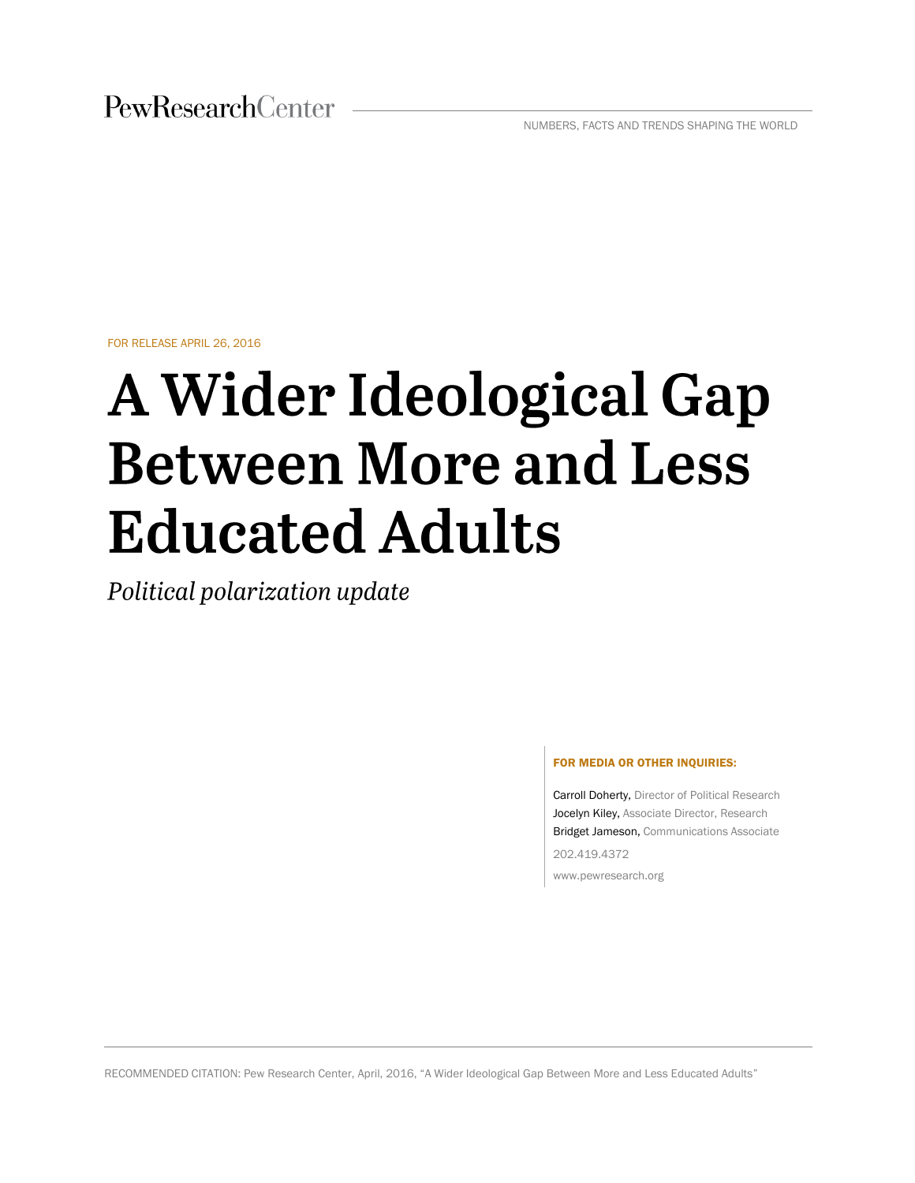PewResearchCenter

NUMBERS, FACTS AND TRENDS SHAPING THE WORLD

FOR RELEASE APRIL 26, 2016

# A Wider Ideological Gap Between More and Less Educated Adults

*Political polarization update*

**FOR MEDIA OR OTHER INQUIRIES:**

Carroll Doherty, Director of Political Research
Jocelyn Kiley, Associate Director, Research
Bridget Jameson, Communications Associate

202.419.4372

www.pewresearch.org

RECOMMENDED CITATION: Pew Research Center, April, 2016, "A Wider Ideological Gap Between More and Less Educated Adults"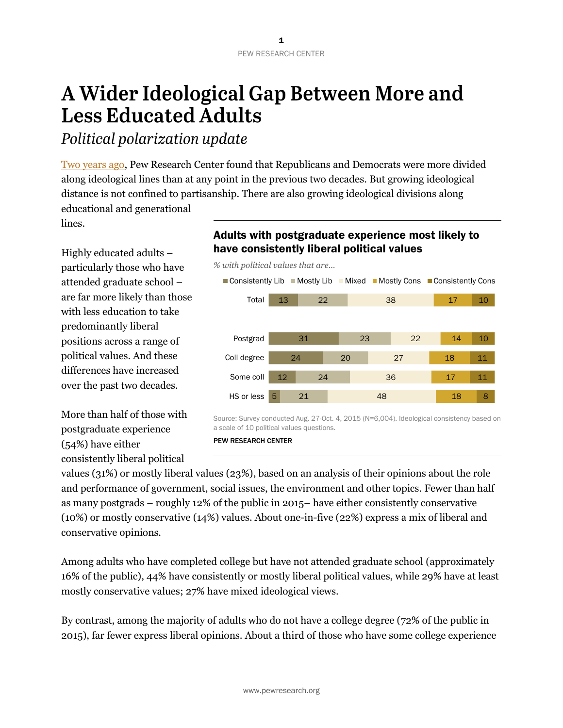# A Wider Ideological Gap Between More and Less Educated Adults

*Political polarization update*

Two years ago, Pew Research Center found that Republicans and Democrats were more divided along ideological lines than at any point in the previous two decades. But growing ideological distance is not confined to partisanship. There are also growing ideological divisions along educational and generational lines.

Highly educated adults – particularly those who have attended graduate school – are far more likely than those with less education to take predominantly liberal positions across a range of political values. And these differences have increased over the past two decades.

**Adults with postgraduate experience most likely to have consistently liberal political values**

*% with political values that are...*

| | Consistently Lib | Mostly Lib | Mixed | Mostly Cons | Consistently Cons |
|---|---|---|---|---|---|
| Total | 13 | 22 | 38 | 17 | 10 |
| Postgrad | 31 | 23 | 22 | 14 | 10 |
| Coll degree | 24 | 20 | 27 | 18 | 11 |
| Some coll | 12 | 24 | 36 | 17 | 11 |
| HS or less | 5 | 21 | 48 | 18 | 8 |

Source: Survey conducted Aug. 27-Oct. 4, 2015 (N=6,004). Ideological consistency based on a scale of 10 political values questions.

PEW RESEARCH CENTER

More than half of those with postgraduate experience (54%) have either consistently liberal political values (31%) or mostly liberal values (23%), based on an analysis of their opinions about the role and performance of government, social issues, the environment and other topics. Fewer than half as many postgrads – roughly 12% of the public in 2015– have either consistently conservative (10%) or mostly conservative (14%) values. About one-in-five (22%) express a mix of liberal and conservative opinions.

Among adults who have completed college but have not attended graduate school (approximately 16% of the public), 44% have consistently or mostly liberal political values, while 29% have at least mostly conservative values; 27% have mixed ideological views.

By contrast, among the majority of adults who do not have a college degree (72% of the public in 2015), far fewer express liberal opinions. About a third of those who have some college experience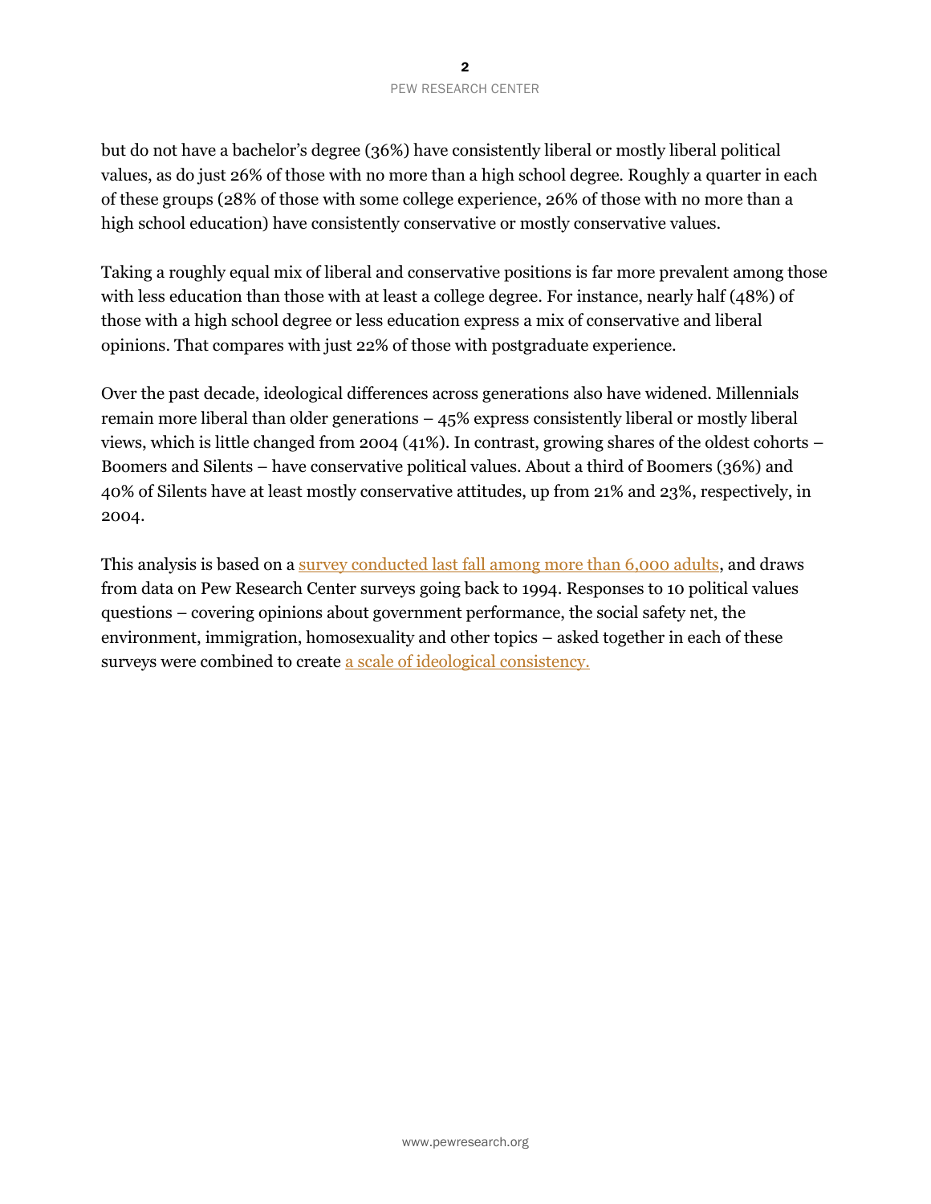but do not have a bachelor's degree (36%) have consistently liberal or mostly liberal political values, as do just 26% of those with no more than a high school degree. Roughly a quarter in each of these groups (28% of those with some college experience, 26% of those with no more than a high school education) have consistently conservative or mostly conservative values.

Taking a roughly equal mix of liberal and conservative positions is far more prevalent among those with less education than those with at least a college degree. For instance, nearly half (48%) of those with a high school degree or less education express a mix of conservative and liberal opinions. That compares with just 22% of those with postgraduate experience.

Over the past decade, ideological differences across generations also have widened. Millennials remain more liberal than older generations – 45% express consistently liberal or mostly liberal views, which is little changed from 2004 (41%). In contrast, growing shares of the oldest cohorts – Boomers and Silents – have conservative political values. About a third of Boomers (36%) and 40% of Silents have at least mostly conservative attitudes, up from 21% and 23%, respectively, in 2004.

This analysis is based on a [survey conducted last fall among more than 6,000 adults](), and draws from data on Pew Research Center surveys going back to 1994. Responses to 10 political values questions – covering opinions about government performance, the social safety net, the environment, immigration, homosexuality and other topics – asked together in each of these surveys were combined to create [a scale of ideological consistency.]()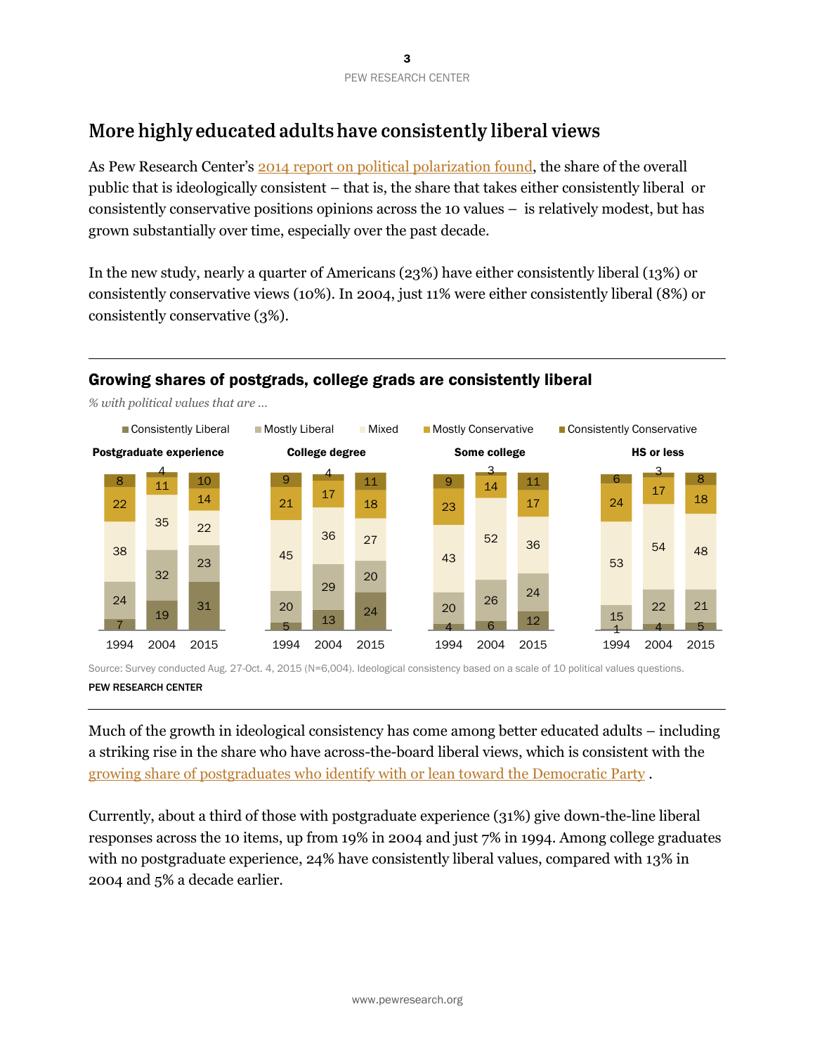## More highly educated adults have consistently liberal views

As Pew Research Center's 2014 report on political polarization found, the share of the overall public that is ideologically consistent – that is, the share that takes either consistently liberal or consistently conservative positions opinions across the 10 values – is relatively modest, but has grown substantially over time, especially over the past decade.

In the new study, nearly a quarter of Americans (23%) have either consistently liberal (13%) or consistently conservative views (10%). In 2004, just 11% were either consistently liberal (8%) or consistently conservative (3%).

### Growing shares of postgrads, college grads are consistently liberal

*% with political values that are ...*

| | Year | Consistently Liberal | Mostly Liberal | Mixed | Mostly Conservative | Consistently Conservative |
|---|---|---|---|---|---|---|
| Postgraduate experience | 1994 | 7 | 24 | 38 | 22 | 8 |
| | 2004 | 19 | 32 | 35 | 11 | 4 |
| | 2015 | 31 | 23 | 22 | 14 | 10 |
| College degree | 1994 | 5 | 20 | 45 | 21 | 9 |
| | 2004 | 13 | 29 | 36 | 17 | 4 |
| | 2015 | 24 | 20 | 27 | 18 | 11 |
| Some college | 1994 | 4 | 20 | 43 | 23 | 9 |
| | 2004 | 6 | 26 | 52 | 14 | 3 |
| | 2015 | 12 | 24 | 36 | 17 | 11 |
| HS or less | 1994 | 1 | 15 | 53 | 24 | 6 |
| | 2004 | 4 | 22 | 54 | 17 | 3 |
| | 2015 | 5 | 21 | 48 | 18 | 8 |

Source: Survey conducted Aug. 27-Oct. 4, 2015 (N=6,004). Ideological consistency based on a scale of 10 political values questions.

PEW RESEARCH CENTER

Much of the growth in ideological consistency has come among better educated adults – including a striking rise in the share who have across-the-board liberal views, which is consistent with the growing share of postgraduates who identify with or lean toward the Democratic Party .

Currently, about a third of those with postgraduate experience (31%) give down-the-line liberal responses across the 10 items, up from 19% in 2004 and just 7% in 1994. Among college graduates with no postgraduate experience, 24% have consistently liberal values, compared with 13% in 2004 and 5% a decade earlier.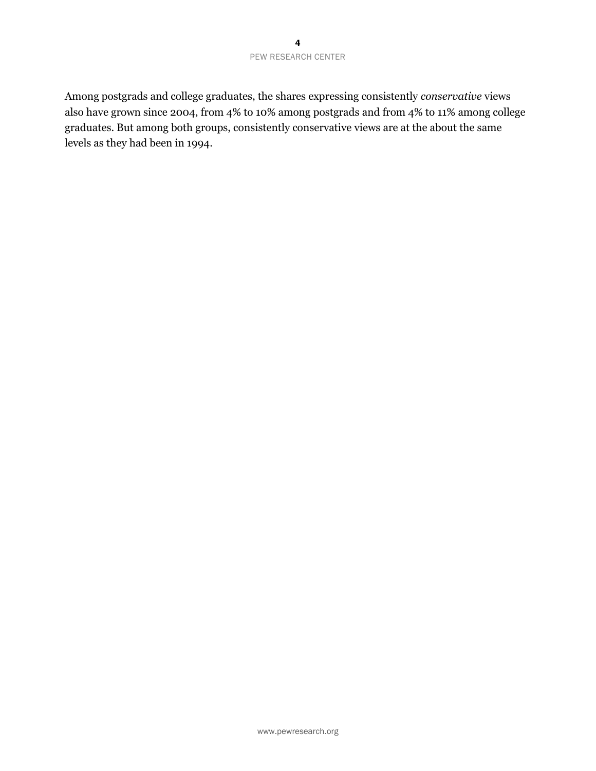Among postgrads and college graduates, the shares expressing consistently *conservative* views also have grown since 2004, from 4% to 10% among postgrads and from 4% to 11% among college graduates. But among both groups, consistently conservative views are at the about the same levels as they had been in 1994.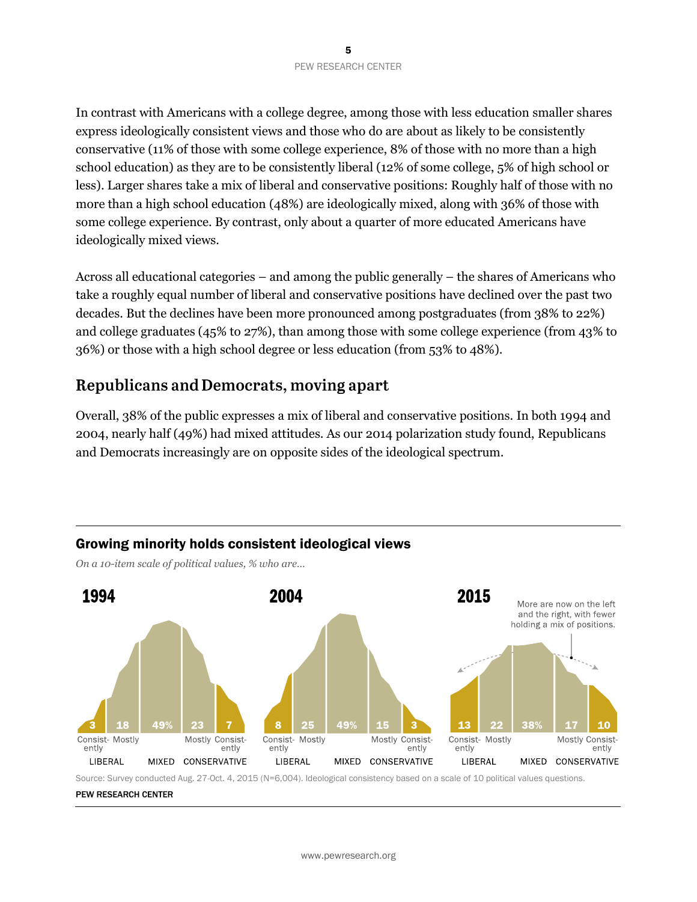In contrast with Americans with a college degree, among those with less education smaller shares express ideologically consistent views and those who do are about as likely to be consistently conservative (11% of those with some college experience, 8% of those with no more than a high school education) as they are to be consistently liberal (12% of some college, 5% of high school or less). Larger shares take a mix of liberal and conservative positions: Roughly half of those with no more than a high school education (48%) are ideologically mixed, along with 36% of those with some college experience. By contrast, only about a quarter of more educated Americans have ideologically mixed views.

Across all educational categories – and among the public generally – the shares of Americans who take a roughly equal number of liberal and conservative positions have declined over the past two decades. But the declines have been more pronounced among postgraduates (from 38% to 22%) and college graduates (45% to 27%), than among those with some college experience (from 43% to 36%) or those with a high school degree or less education (from 53% to 48%).

## Republicans and Democrats, moving apart

Overall, 38% of the public expresses a mix of liberal and conservative positions. In both 1994 and 2004, nearly half (49%) had mixed attitudes. As our 2014 polarization study found, Republicans and Democrats increasingly are on opposite sides of the ideological spectrum.

**Growing minority holds consistent ideological views**

*On a 10-item scale of political values, % who are…*

| Year | Consistently liberal | Mostly liberal | Mixed | Mostly conservative | Consistently conservative |
|---|---|---|---|---|---|
| 1994 | 3 | 18 | 49% | 23 | 7 |
| 2004 | 8 | 25 | 49% | 15 | 3 |
| 2015 | 13 | 22 | 38% | 17 | 10 |

More are now on the left and the right, with fewer holding a mix of positions.

Source: Survey conducted Aug. 27-Oct. 4, 2015 (N=6,004). Ideological consistency based on a scale of 10 political values questions.

PEW RESEARCH CENTER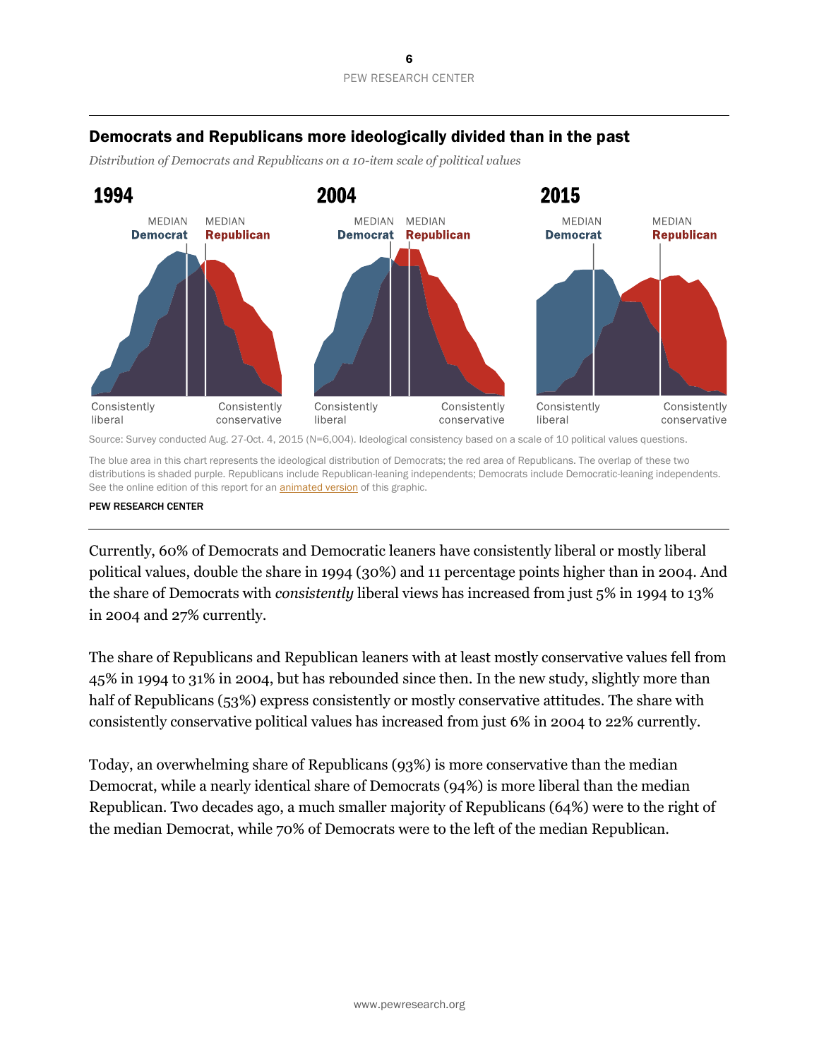## Democrats and Republicans more ideologically divided than in the past

*Distribution of Democrats and Republicans on a 10-item scale of political values*

**1994**

MEDIAN **Democrat** MEDIAN **Republican**

Consistently liberal — Consistently conservative

**2004**

MEDIAN **Democrat** MEDIAN **Republican**

Consistently liberal — Consistently conservative

**2015**

MEDIAN **Democrat** MEDIAN **Republican**

Consistently liberal — Consistently conservative

Source: Survey conducted Aug. 27-Oct. 4, 2015 (N=6,004). Ideological consistency based on a scale of 10 political values questions.

The blue area in this chart represents the ideological distribution of Democrats; the red area of Republicans. The overlap of these two distributions is shaded purple. Republicans include Republican-leaning independents; Democrats include Democratic-leaning independents. See the online edition of this report for an animated version of this graphic.

PEW RESEARCH CENTER

Currently, 60% of Democrats and Democratic leaners have consistently liberal or mostly liberal political values, double the share in 1994 (30%) and 11 percentage points higher than in 2004. And the share of Democrats with *consistently* liberal views has increased from just 5% in 1994 to 13% in 2004 and 27% currently.

The share of Republicans and Republican leaners with at least mostly conservative values fell from 45% in 1994 to 31% in 2004, but has rebounded since then. In the new study, slightly more than half of Republicans (53%) express consistently or mostly conservative attitudes. The share with consistently conservative political values has increased from just 6% in 2004 to 22% currently.

Today, an overwhelming share of Republicans (93%) is more conservative than the median Democrat, while a nearly identical share of Democrats (94%) is more liberal than the median Republican. Two decades ago, a much smaller majority of Republicans (64%) were to the right of the median Democrat, while 70% of Democrats were to the left of the median Republican.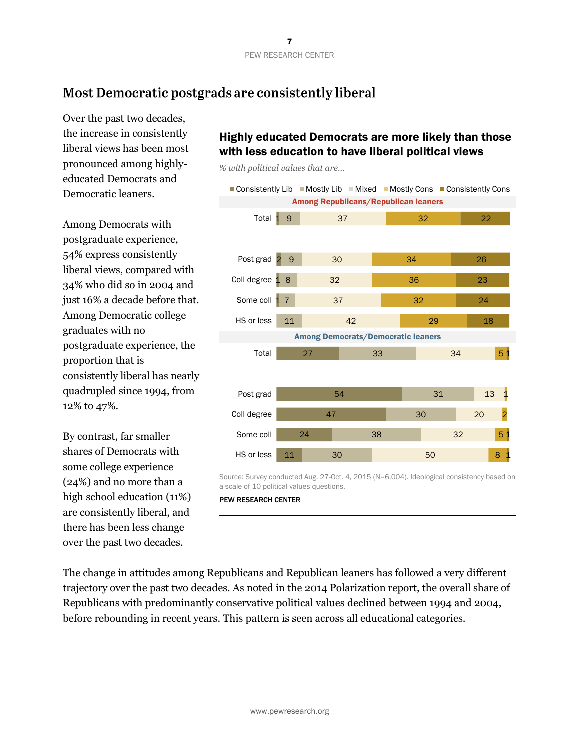## Most Democratic postgrads are consistently liberal

Over the past two decades, the increase in consistently liberal views has been most pronounced among highly-educated Democrats and Democratic leaners.

Among Democrats with postgraduate experience, 54% express consistently liberal views, compared with 34% who did so in 2004 and just 16% a decade before that. Among Democratic college graduates with no postgraduate experience, the proportion that is consistently liberal has nearly quadrupled since 1994, from 12% to 47%.

By contrast, far smaller shares of Democrats with some college experience (24%) and no more than a high school education (11%) are consistently liberal, and there has been less change over the past two decades.

### Highly educated Democrats are more likely than those with less education to have liberal political views

*% with political values that are...*

| | Consistently Lib | Mostly Lib | Mixed | Mostly Cons | Consistently Cons |
|---|---|---|---|---|---|
| **Among Republicans/Republican leaners** | | | | | |
| Total | 1 | 9 | 37 | 32 | 22 |
| Post grad | 2 | 9 | 30 | 34 | 26 |
| Coll degree | 1 | 8 | 32 | 36 | 23 |
| Some coll | 1 | 7 | 37 | 32 | 24 |
| HS or less | | 11 | 42 | 29 | 18 |
| **Among Democrats/Democratic leaners** | | | | | |
| Total | 27 | 33 | 34 | 5 | 1 |
| Post grad | 54 | 31 | 13 | 1 | |
| Coll degree | 47 | 30 | 20 | 2 | |
| Some coll | 24 | 38 | 32 | 5 | 1 |
| HS or less | 11 | 30 | 50 | 8 | 1 |

Source: Survey conducted Aug. 27-Oct. 4, 2015 (N=6,004). Ideological consistency based on a scale of 10 political values questions.

PEW RESEARCH CENTER

The change in attitudes among Republicans and Republican leaners has followed a very different trajectory over the past two decades. As noted in the 2014 Polarization report, the overall share of Republicans with predominantly conservative political values declined between 1994 and 2004, before rebounding in recent years. This pattern is seen across all educational categories.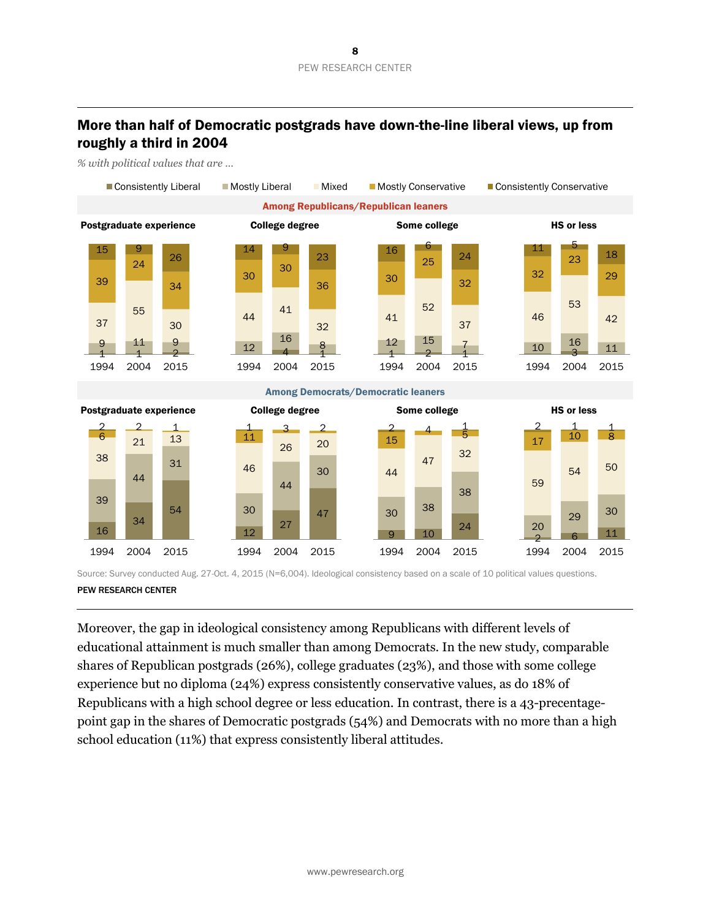## More than half of Democratic postgrads have down-the-line liberal views, up from roughly a third in 2004

*% with political values that are ...*

**Among Republicans/Republican leaners**

| Education | Year | Consistently Liberal | Mostly Liberal | Mixed | Mostly Conservative | Consistently Conservative |
|---|---|---|---|---|---|---|
| Postgraduate experience | 1994 | 1 | 9 | 37 | 39 | 15 |
| | 2004 | 1 | 11 | 55 | 24 | 9 |
| | 2015 | 2 | 9 | 30 | 34 | 26 |
| College degree | 1994 | | 12 | 44 | 30 | 14 |
| | 2004 | 4 | 16 | 41 | 30 | 9 |
| | 2015 | 1 | 8 | 32 | 36 | 23 |
| Some college | 1994 | 1 | 12 | 41 | 30 | 16 |
| | 2004 | 2 | 15 | 52 | 25 | 6 |
| | 2015 | 1 | 7 | 37 | 32 | 24 |
| HS or less | 1994 | | 10 | 46 | 32 | 11 |
| | 2004 | 3 | 16 | 53 | 23 | 5 |
| | 2015 | | 11 | 42 | 29 | 18 |

**Among Democrats/Democratic leaners**

| Education | Year | Consistently Liberal | Mostly Liberal | Mixed | Mostly Conservative | Consistently Conservative |
|---|---|---|---|---|---|---|
| Postgraduate experience | 1994 | 16 | 39 | 38 | 6 | 2 |
| | 2004 | 34 | 44 | 21 | 2 | |
| | 2015 | 54 | 31 | 13 | 1 | |
| College degree | 1994 | 12 | 30 | 46 | 11 | 1 |
| | 2004 | 27 | 44 | 26 | 3 | |
| | 2015 | 47 | 30 | 20 | 2 | |
| Some college | 1994 | 9 | 30 | 44 | 15 | 2 |
| | 2004 | 10 | 38 | 47 | 4 | |
| | 2015 | 24 | 38 | 32 | 5 | 1 |
| HS or less | 1994 | 2 | 20 | 59 | 17 | 2 |
| | 2004 | 6 | 29 | 54 | 10 | 1 |
| | 2015 | 11 | 30 | 50 | 8 | 1 |

Source: Survey conducted Aug. 27-Oct. 4, 2015 (N=6,004). Ideological consistency based on a scale of 10 political values questions.

PEW RESEARCH CENTER

Moreover, the gap in ideological consistency among Republicans with different levels of educational attainment is much smaller than among Democrats. In the new study, comparable shares of Republican postgrads (26%), college graduates (23%), and those with some college experience but no diploma (24%) express consistently conservative values, as do 18% of Republicans with a high school degree or less education. In contrast, there is a 43-precentage-point gap in the shares of Democratic postgrads (54%) and Democrats with no more than a high school education (11%) that express consistently liberal attitudes.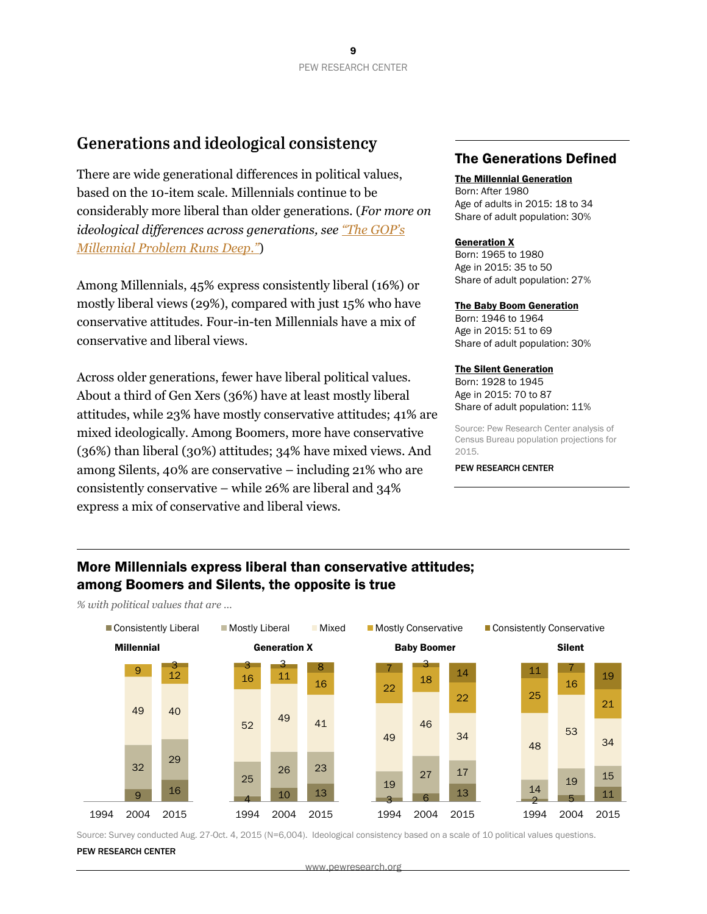## Generations and ideological consistency

There are wide generational differences in political values, based on the 10-item scale. Millennials continue to be considerably more liberal than older generations. (*For more on ideological differences across generations, see "The GOP's Millennial Problem Runs Deep."*)

Among Millennials, 45% express consistently liberal (16%) or mostly liberal views (29%), compared with just 15% who have conservative attitudes. Four-in-ten Millennials have a mix of conservative and liberal views.

Across older generations, fewer have liberal political values. About a third of Gen Xers (36%) have at least mostly liberal attitudes, while 23% have mostly conservative attitudes; 41% are mixed ideologically. Among Boomers, more have conservative (36%) than liberal (30%) attitudes; 34% have mixed views. And among Silents, 40% are conservative – including 21% who are consistently conservative – while 26% are liberal and 34% express a mix of conservative and liberal views.

### The Generations Defined

**The Millennial Generation**
Born: After 1980
Age of adults in 2015: 18 to 34
Share of adult population: 30%

**Generation X**
Born: 1965 to 1980
Age in 2015: 35 to 50
Share of adult population: 27%

**The Baby Boom Generation**
Born: 1946 to 1964
Age in 2015: 51 to 69
Share of adult population: 30%

**The Silent Generation**
Born: 1928 to 1945
Age in 2015: 70 to 87
Share of adult population: 11%

Source: Pew Research Center analysis of Census Bureau population projections for 2015.

PEW RESEARCH CENTER

### More Millennials express liberal than conservative attitudes; among Boomers and Silents, the opposite is true

*% with political values that are ...*

| Generation | Year | Consistently Liberal | Mostly Liberal | Mixed | Mostly Conservative | Consistently Conservative |
|---|---|---|---|---|---|---|
| Millennial | 1994 | | | | | |
| Millennial | 2004 | 9 | 32 | 49 | 9 | |
| Millennial | 2015 | 16 | 29 | 40 | 12 | 3 |
| Generation X | 1994 | 4 | 25 | 52 | 16 | 3 |
| Generation X | 2004 | 10 | 26 | 49 | 11 | 3 |
| Generation X | 2015 | 13 | 23 | 41 | 16 | 8 |
| Baby Boomer | 1994 | 3 | 19 | 49 | 22 | 7 |
| Baby Boomer | 2004 | 6 | 27 | 46 | 18 | 3 |
| Baby Boomer | 2015 | 13 | 17 | 34 | 22 | 14 |
| Silent | 1994 | 2 | 14 | 48 | 25 | 11 |
| Silent | 2004 | 5 | 19 | 53 | 16 | 7 |
| Silent | 2015 | 11 | 15 | 34 | 21 | 19 |

Source: Survey conducted Aug. 27-Oct. 4, 2015 (N=6,004). Ideological consistency based on a scale of 10 political values questions.

PEW RESEARCH CENTER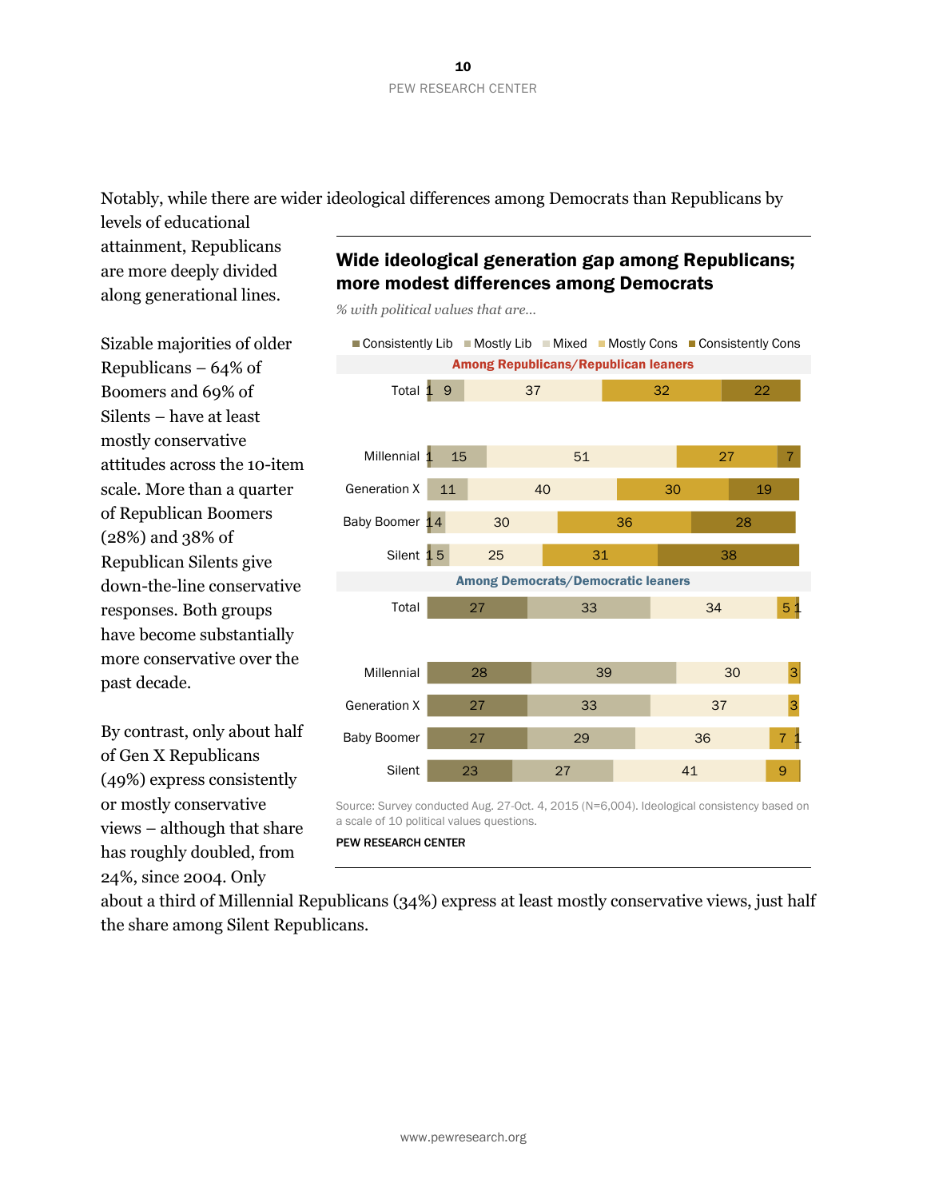Notably, while there are wider ideological differences among Democrats than Republicans by levels of educational attainment, Republicans are more deeply divided along generational lines.

Sizable majorities of older Republicans – 64% of Boomers and 69% of Silents – have at least mostly conservative attitudes across the 10-item scale. More than a quarter of Republican Boomers (28%) and 38% of Republican Silents give down-the-line conservative responses. Both groups have become substantially more conservative over the past decade.

By contrast, only about half of Gen X Republicans (49%) express consistently or mostly conservative views – although that share has roughly doubled, from 24%, since 2004. Only about a third of Millennial Republicans (34%) express at least mostly conservative views, just half the share among Silent Republicans.

**Wide ideological generation gap among Republicans; more modest differences among Democrats**

*% with political values that are...*

| | Consistently Lib | Mostly Lib | Mixed | Mostly Cons | Consistently Cons |
|---|---|---|---|---|---|
| **Among Republicans/Republican leaners** | | | | | |
| Total | 1 | 9 | 37 | 32 | 22 |
| Millennial | 1 | 15 | 51 | 27 | 7 |
| Generation X | | 11 | 40 | 30 | 19 |
| Baby Boomer | 1 | 4 | 30 | 36 | 28 |
| Silent | 1 | 5 | 25 | 31 | 38 |
| **Among Democrats/Democratic leaners** | | | | | |
| Total | 27 | 33 | 34 | 5 | 1 |
| Millennial | 28 | 39 | 30 | 3 | |
| Generation X | 27 | 33 | 37 | 3 | |
| Baby Boomer | 27 | 29 | 36 | 7 | 1 |
| Silent | 23 | 27 | 41 | 9 | |

Source: Survey conducted Aug. 27-Oct. 4, 2015 (N=6,004). Ideological consistency based on a scale of 10 political values questions.

PEW RESEARCH CENTER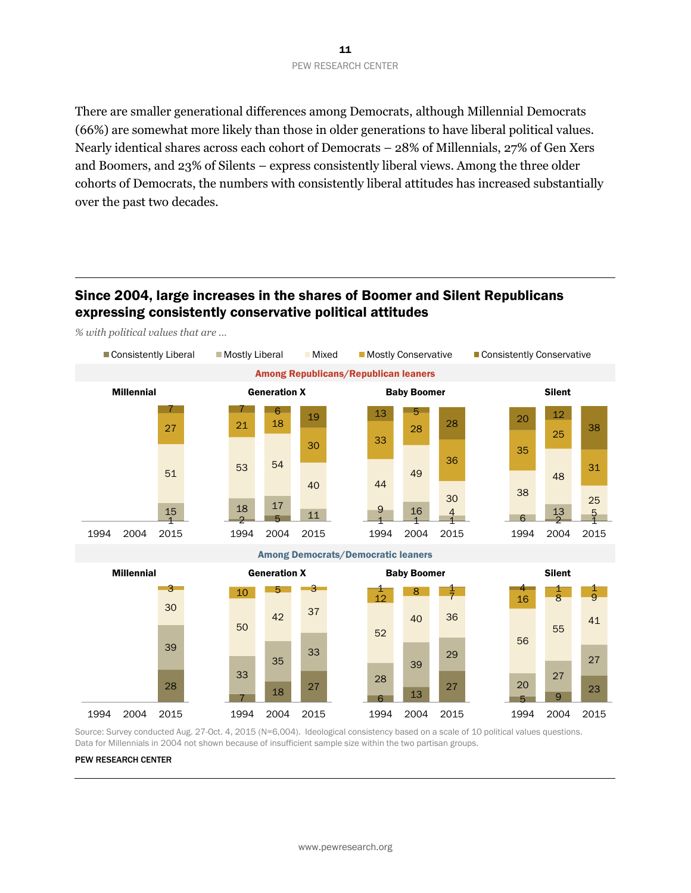There are smaller generational differences among Democrats, although Millennial Democrats (66%) are somewhat more likely than those in older generations to have liberal political values. Nearly identical shares across each cohort of Democrats – 28% of Millennials, 27% of Gen Xers and Boomers, and 23% of Silents – express consistently liberal views. Among the three older cohorts of Democrats, the numbers with consistently liberal attitudes has increased substantially over the past two decades.

## Since 2004, large increases in the shares of Boomer and Silent Republicans expressing consistently conservative political attitudes

*% with political values that are …*

**Among Republicans/Republican leaners**

| Generation | Year | Consistently Liberal | Mostly Liberal | Mixed | Mostly Conservative | Consistently Conservative |
|---|---|---|---|---|---|---|
| Millennial | 2015 | 1 | 15 | 51 | 27 | 7 |
| Generation X | 1994 | 2 | 18 | 53 | 21 | 7 |
| Generation X | 2004 | 5 | 17 | 54 | 18 | 6 |
| Generation X | 2015 | | 11 | 40 | 30 | 19 |
| Baby Boomer | 1994 | 1 | 9 | 44 | 33 | 13 |
| Baby Boomer | 2004 | 1 | 16 | 49 | 28 | 5 |
| Baby Boomer | 2015 | 1 | 4 | 30 | 36 | 28 |
| Silent | 1994 | | 6 | 38 | 35 | 20 |
| Silent | 2004 | 2 | 13 | 48 | 25 | 12 |
| Silent | 2015 | 1 | 5 | 25 | 31 | 38 |

**Among Democrats/Democratic leaners**

| Generation | Year | Consistently Liberal | Mostly Liberal | Mixed | Mostly Conservative | Consistently Conservative |
|---|---|---|---|---|---|---|
| Millennial | 2015 | 28 | 39 | 30 | 3 | |
| Generation X | 1994 | 7 | 33 | 50 | 10 | |
| Generation X | 2004 | 18 | 35 | 42 | 5 | |
| Generation X | 2015 | 27 | 33 | 37 | 3 | |
| Baby Boomer | 1994 | 6 | 28 | 52 | 12 | 1 |
| Baby Boomer | 2004 | 13 | 39 | 40 | 8 | |
| Baby Boomer | 2015 | 27 | 29 | 36 | 7 | 1 |
| Silent | 1994 | 5 | 20 | 56 | 16 | 4 |
| Silent | 2004 | 9 | 27 | 55 | 8 | 1 |
| Silent | 2015 | 23 | 27 | 41 | 9 | 1 |

Source: Survey conducted Aug. 27-Oct. 4, 2015 (N=6,004). Ideological consistency based on a scale of 10 political values questions. Data for Millennials in 2004 not shown because of insufficient sample size within the two partisan groups.

PEW RESEARCH CENTER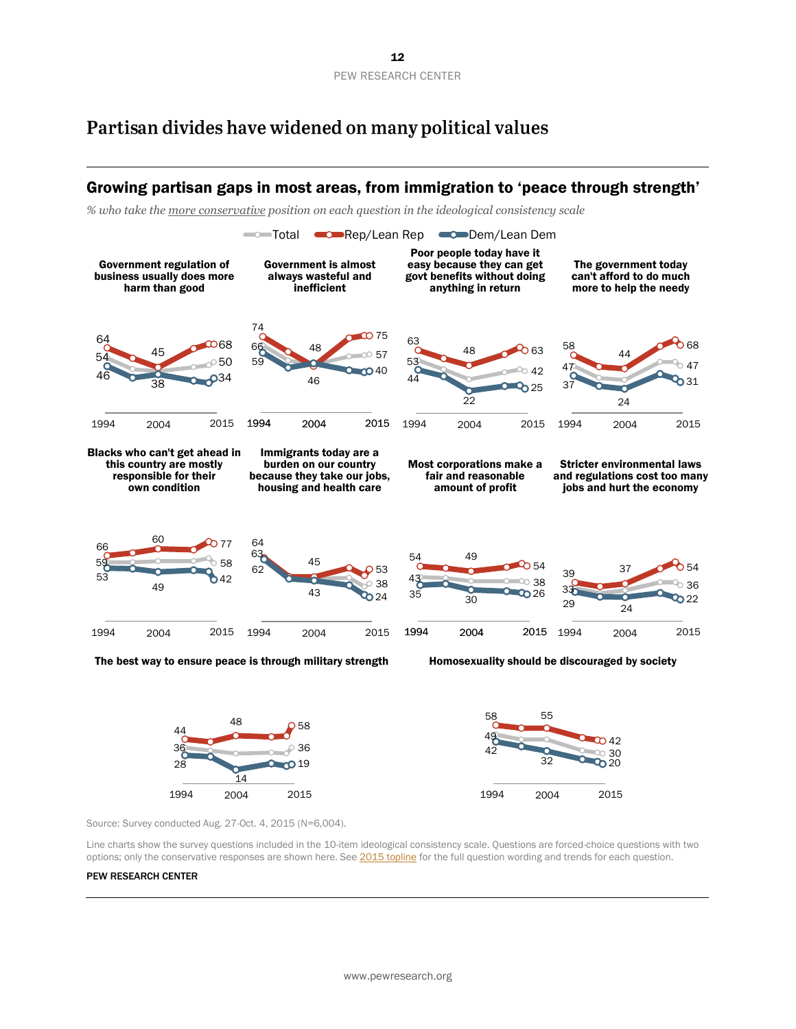# Partisan divides have widened on many political values

## Growing partisan gaps in most areas, from immigration to 'peace through strength'

*% who take the more conservative position on each question in the ideological consistency scale*

Total | Rep/Lean Rep | Dem/Lean Dem

**Government regulation of business usually does more harm than good**

| | 1994 | 2004 | 2015 |
|---|---|---|---|
| Rep/Lean Rep | 64 | 45 | 68 |
| Total | 54 | | 50 |
| Dem/Lean Dem | 46 | 38 | 34 |

**Government is almost always wasteful and inefficient**

| | 1994 | 2004 | 2015 |
|---|---|---|---|
| Rep/Lean Rep | 74 | 46 | 75 |
| Total | 66 | | 57 |
| Dem/Lean Dem | 59 | 48 | 40 |

**Poor people today have it easy because they can get govt benefits without doing anything in return**

| | 1994 | 2004 | 2015 |
|---|---|---|---|
| Rep/Lean Rep | 63 | 48 | 63 |
| Total | 53 | | 42 |
| Dem/Lean Dem | 44 | 22 | 25 |

**The government today can't afford to do much more to help the needy**

| | 1994 | 2004 | 2015 |
|---|---|---|---|
| Rep/Lean Rep | 58 | 44 | 68 |
| Total | 47 | | 47 |
| Dem/Lean Dem | 37 | 24 | 31 |

**Blacks who can't get ahead in this country are mostly responsible for their own condition**

| | 1994 | 2004 | 2015 |
|---|---|---|---|
| Rep/Lean Rep | 66 | 60 | 77 |
| Total | 59 | | 58 |
| Dem/Lean Dem | 53 | 49 | 42 |

**Immigrants today are a burden on our country because they take our jobs, housing and health care**

| | 1994 | 2004 | 2015 |
|---|---|---|---|
| Rep/Lean Rep | 64 | 45 | 53 |
| Total | 63 | | 38 |
| Dem/Lean Dem | 62 | 43 | 24 |

**Most corporations make a fair and reasonable amount of profit**

| | 1994 | 2004 | 2015 |
|---|---|---|---|
| Rep/Lean Rep | 54 | 49 | 54 |
| Total | 43 | | 38 |
| Dem/Lean Dem | 35 | 30 | 26 |

**Stricter environmental laws and regulations cost too many jobs and hurt the economy**

| | 1994 | 2004 | 2015 |
|---|---|---|---|
| Rep/Lean Rep | 39 | 37 | 54 |
| Total | 33 | | 36 |
| Dem/Lean Dem | 29 | 24 | 22 |

**The best way to ensure peace is through military strength**

| | 1994 | 2004 | 2015 |
|---|---|---|---|
| Rep/Lean Rep | 44 | 48 | 58 |
| Total | 36 | | 36 |
| Dem/Lean Dem | 28 | 14 | 19 |

**Homosexuality should be discouraged by society**

| | 1994 | 2004 | 2015 |
|---|---|---|---|
| Rep/Lean Rep | 58 | 55 | 42 |
| Total | 49 | | 30 |
| Dem/Lean Dem | 42 | 32 | 20 |

Source: Survey conducted Aug. 27-Oct. 4, 2015 (N=6,004).

Line charts show the survey questions included in the 10-item ideological consistency scale. Questions are forced-choice questions with two options; only the conservative responses are shown here. See 2015 topline for the full question wording and trends for each question.

PEW RESEARCH CENTER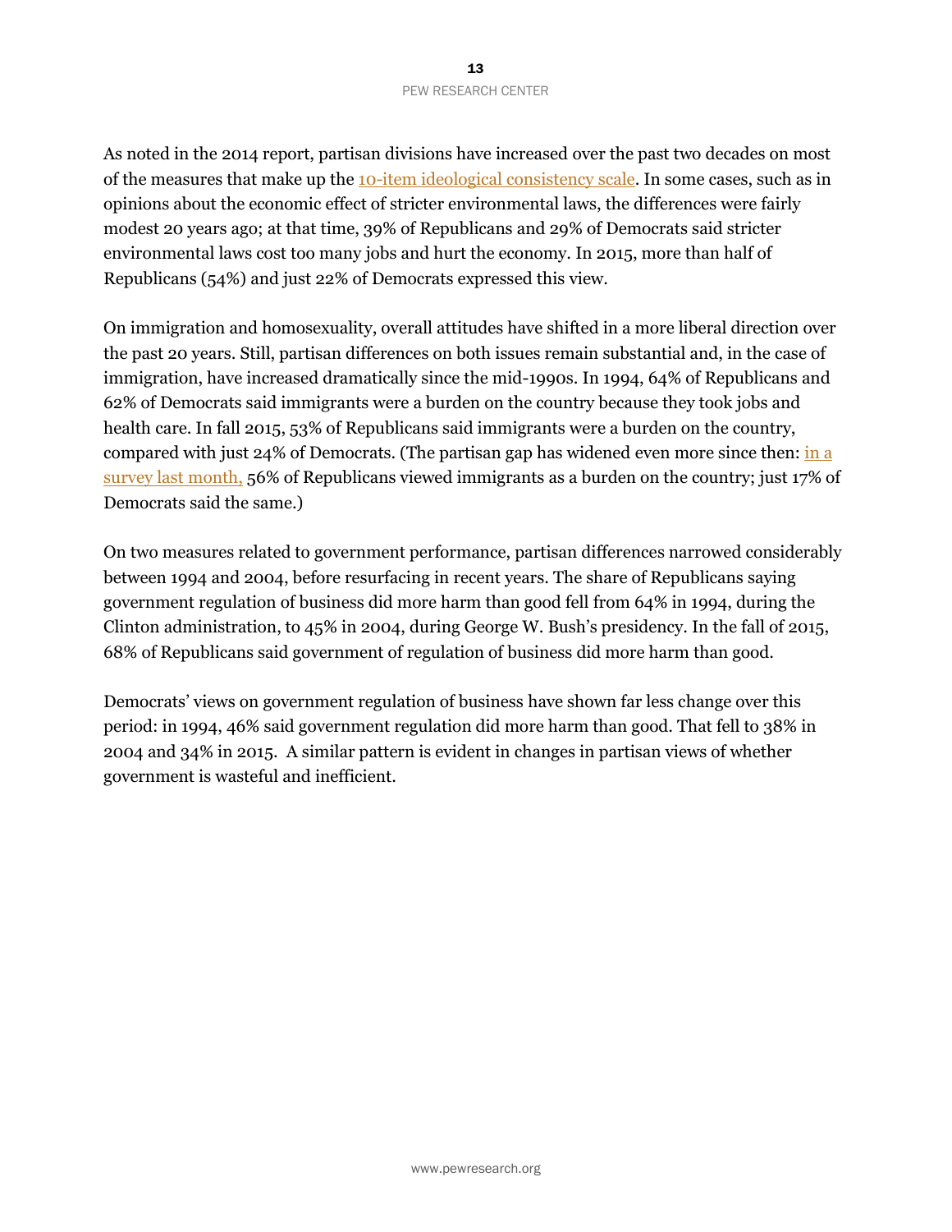As noted in the 2014 report, partisan divisions have increased over the past two decades on most of the measures that make up the 10-item ideological consistency scale. In some cases, such as in opinions about the economic effect of stricter environmental laws, the differences were fairly modest 20 years ago; at that time, 39% of Republicans and 29% of Democrats said stricter environmental laws cost too many jobs and hurt the economy. In 2015, more than half of Republicans (54%) and just 22% of Democrats expressed this view.

On immigration and homosexuality, overall attitudes have shifted in a more liberal direction over the past 20 years. Still, partisan differences on both issues remain substantial and, in the case of immigration, have increased dramatically since the mid-1990s. In 1994, 64% of Republicans and 62% of Democrats said immigrants were a burden on the country because they took jobs and health care. In fall 2015, 53% of Republicans said immigrants were a burden on the country, compared with just 24% of Democrats. (The partisan gap has widened even more since then: in a survey last month, 56% of Republicans viewed immigrants as a burden on the country; just 17% of Democrats said the same.)

On two measures related to government performance, partisan differences narrowed considerably between 1994 and 2004, before resurfacing in recent years. The share of Republicans saying government regulation of business did more harm than good fell from 64% in 1994, during the Clinton administration, to 45% in 2004, during George W. Bush's presidency. In the fall of 2015, 68% of Republicans said government of regulation of business did more harm than good.

Democrats' views on government regulation of business have shown far less change over this period: in 1994, 46% said government regulation did more harm than good. That fell to 38% in 2004 and 34% in 2015. A similar pattern is evident in changes in partisan views of whether government is wasteful and inefficient.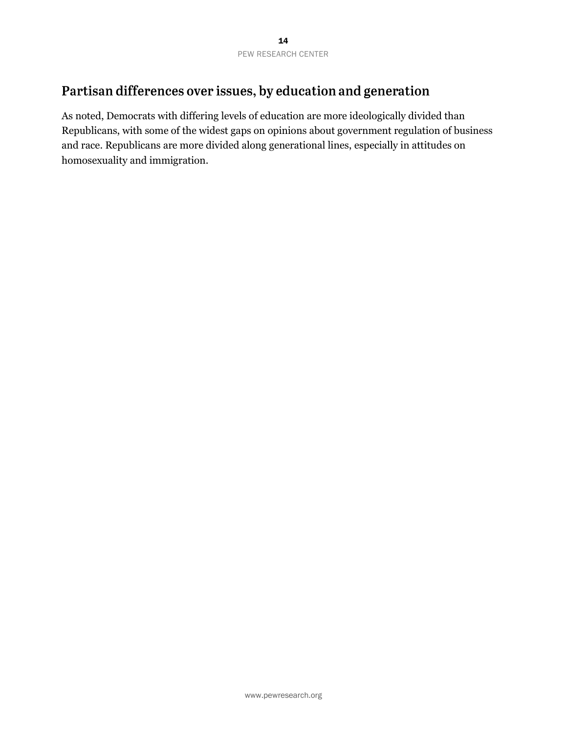## Partisan differences over issues, by education and generation

As noted, Democrats with differing levels of education are more ideologically divided than Republicans, with some of the widest gaps on opinions about government regulation of business and race. Republicans are more divided along generational lines, especially in attitudes on homosexuality and immigration.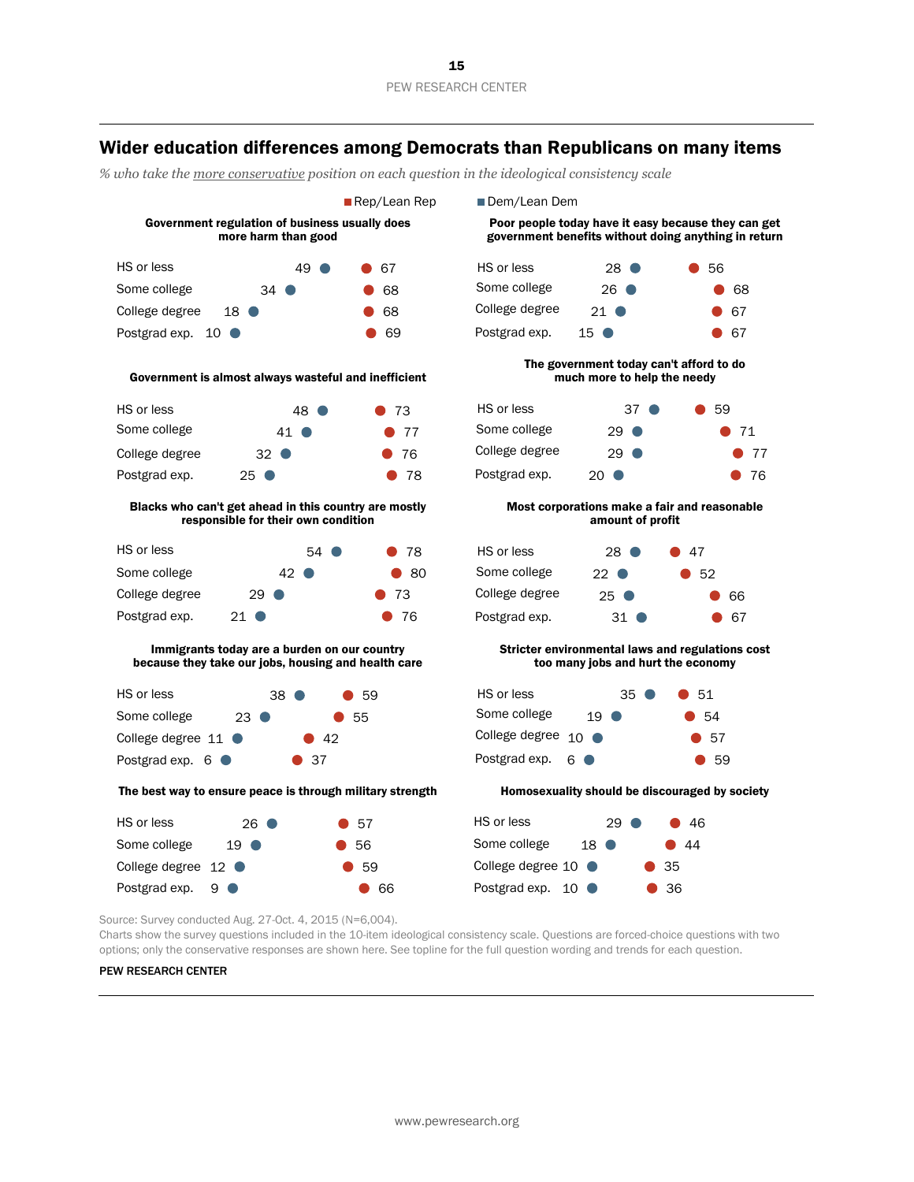## Wider education differences among Democrats than Republicans on many items

*% who take the more conservative position on each question in the ideological consistency scale*

**Government regulation of business usually does more harm than good**

| | Rep/Lean Rep | Dem/Lean Dem |
|---|---|---|
| HS or less | 67 | 49 |
| Some college | 68 | 34 |
| College degree | 68 | 18 |
| Postgrad exp. | 69 | 10 |

**Poor people today have it easy because they can get government benefits without doing anything in return**

| | Rep/Lean Rep | Dem/Lean Dem |
|---|---|---|
| HS or less | 56 | 28 |
| Some college | 68 | 26 |
| College degree | 67 | 21 |
| Postgrad exp. | 67 | 15 |

**Government is almost always wasteful and inefficient**

| | Rep/Lean Rep | Dem/Lean Dem |
|---|---|---|
| HS or less | 73 | 48 |
| Some college | 77 | 41 |
| College degree | 76 | 32 |
| Postgrad exp. | 78 | 25 |

**The government today can't afford to do much more to help the needy**

| | Rep/Lean Rep | Dem/Lean Dem |
|---|---|---|
| HS or less | 59 | 37 |
| Some college | 71 | 29 |
| College degree | 77 | 29 |
| Postgrad exp. | 76 | 20 |

**Blacks who can't get ahead in this country are mostly responsible for their own condition**

| | Rep/Lean Rep | Dem/Lean Dem |
|---|---|---|
| HS or less | 78 | 54 |
| Some college | 80 | 42 |
| College degree | 73 | 29 |
| Postgrad exp. | 76 | 21 |

**Most corporations make a fair and reasonable amount of profit**

| | Rep/Lean Rep | Dem/Lean Dem |
|---|---|---|
| HS or less | 47 | 28 |
| Some college | 52 | 22 |
| College degree | 66 | 25 |
| Postgrad exp. | 67 | 31 |

**Immigrants today are a burden on our country because they take our jobs, housing and health care**

| | Rep/Lean Rep | Dem/Lean Dem |
|---|---|---|
| HS or less | 59 | 38 |
| Some college | 55 | 23 |
| College degree | 42 | 11 |
| Postgrad exp. | 37 | 6 |

**Stricter environmental laws and regulations cost too many jobs and hurt the economy**

| | Rep/Lean Rep | Dem/Lean Dem |
|---|---|---|
| HS or less | 51 | 35 |
| Some college | 54 | 19 |
| College degree | 57 | 10 |
| Postgrad exp. | 59 | 6 |

**The best way to ensure peace is through military strength**

| | Rep/Lean Rep | Dem/Lean Dem |
|---|---|---|
| HS or less | 57 | 26 |
| Some college | 56 | 19 |
| College degree | 59 | 12 |
| Postgrad exp. | 66 | 9 |

**Homosexuality should be discouraged by society**

| | Rep/Lean Rep | Dem/Lean Dem |
|---|---|---|
| HS or less | 46 | 29 |
| Some college | 44 | 18 |
| College degree | 35 | 10 |
| Postgrad exp. | 36 | 10 |

Source: Survey conducted Aug. 27-Oct. 4, 2015 (N=6,004).

Charts show the survey questions included in the 10-item ideological consistency scale. Questions are forced-choice questions with two options; only the conservative responses are shown here. See topline for the full question wording and trends for each question.

PEW RESEARCH CENTER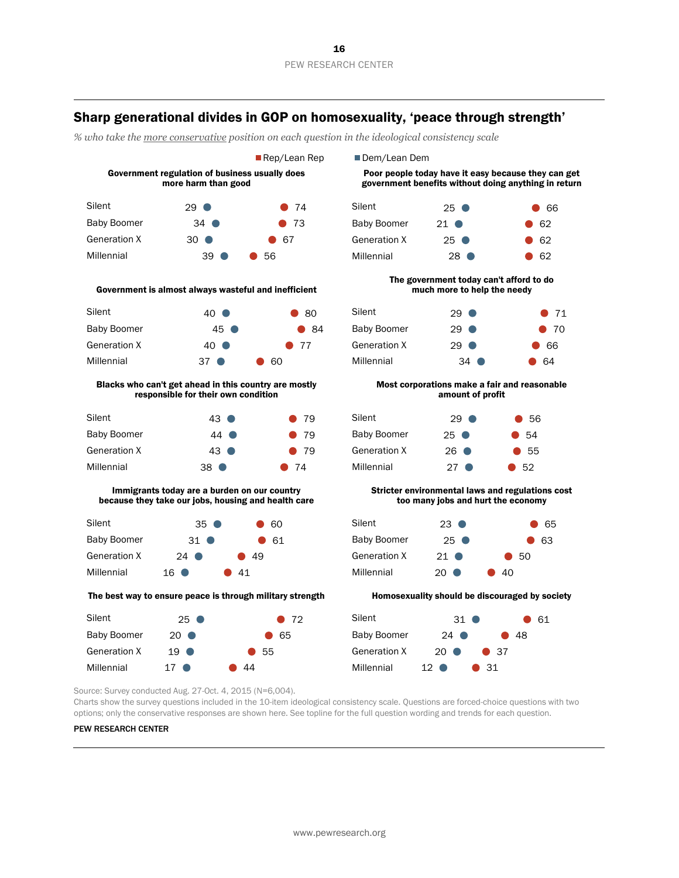## Sharp generational divides in GOP on homosexuality, 'peace through strength'

*% who take the more conservative position on each question in the ideological consistency scale*

Rep/Lean Rep
Dem/Lean Dem

**Government regulation of business usually does more harm than good**

Silent 29 74
Baby Boomer 34 73
Generation X 30 67
Millennial 39 56

**Poor people today have it easy because they can get government benefits without doing anything in return**

Silent 25 66
Baby Boomer 21 62
Generation X 25 62
Millennial 28 62

**Government is almost always wasteful and inefficient**

Silent 40 80
Baby Boomer 45 84
Generation X 40 77
Millennial 37 60

**The government today can't afford to do much more to help the needy**

Silent 29 71
Baby Boomer 29 70
Generation X 29 66
Millennial 34 64

**Blacks who can't get ahead in this country are mostly responsible for their own condition**

Silent 43 79
Baby Boomer 44 79
Generation X 43 79
Millennial 38 74

**Most corporations make a fair and reasonable amount of profit**

Silent 29 56
Baby Boomer 25 54
Generation X 26 55
Millennial 27 52

**Immigrants today are a burden on our country because they take our jobs, housing and health care**

Silent 35 60
Baby Boomer 31 61
Generation X 24 49
Millennial 16 41

**Stricter environmental laws and regulations cost too many jobs and hurt the economy**

Silent 23 65
Baby Boomer 25 63
Generation X 21 50
Millennial 20 40

**The best way to ensure peace is through military strength**

Silent 25 72
Baby Boomer 20 65
Generation X 19 55
Millennial 17 44

**Homosexuality should be discouraged by society**

Silent 31 61
Baby Boomer 24 48
Generation X 20 37
Millennial 12 31

Source: Survey conducted Aug. 27-Oct. 4, 2015 (N=6,004).
Charts show the survey questions included in the 10-item ideological consistency scale. Questions are forced-choice questions with two options; only the conservative responses are shown here. See topline for the full question wording and trends for each question.

PEW RESEARCH CENTER